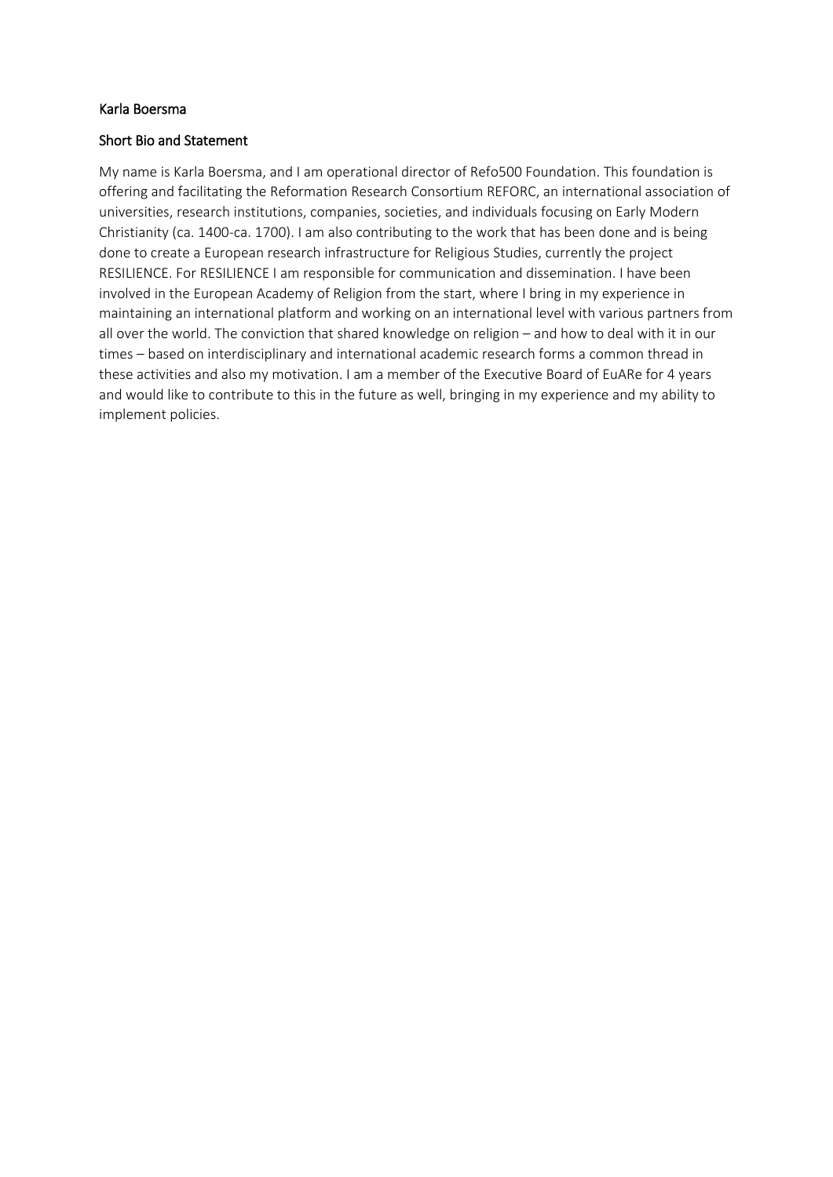Karla Boersma

Short Bio and Statement

My name is Karla Boersma, and I am operational director of Refo500 Foundation. This foundation is offering and facilitating the Reformation Research Consortium REFORC, an international association of universities, research institutions, companies, societies, and individuals focusing on Early Modern Christianity (ca. 1400-ca. 1700). I am also contributing to the work that has been done and is being done to create a European research infrastructure for Religious Studies, currently the project RESILIENCE. For RESILIENCE I am responsible for communication and dissemination. I have been involved in the European Academy of Religion from the start, where I bring in my experience in maintaining an international platform and working on an international level with various partners from all over the world. The conviction that shared knowledge on religion – and how to deal with it in our times – based on interdisciplinary and international academic research forms a common thread in these activities and also my motivation. I am a member of the Executive Board of EuARe for 4 years and would like to contribute to this in the future as well, bringing in my experience and my ability to implement policies.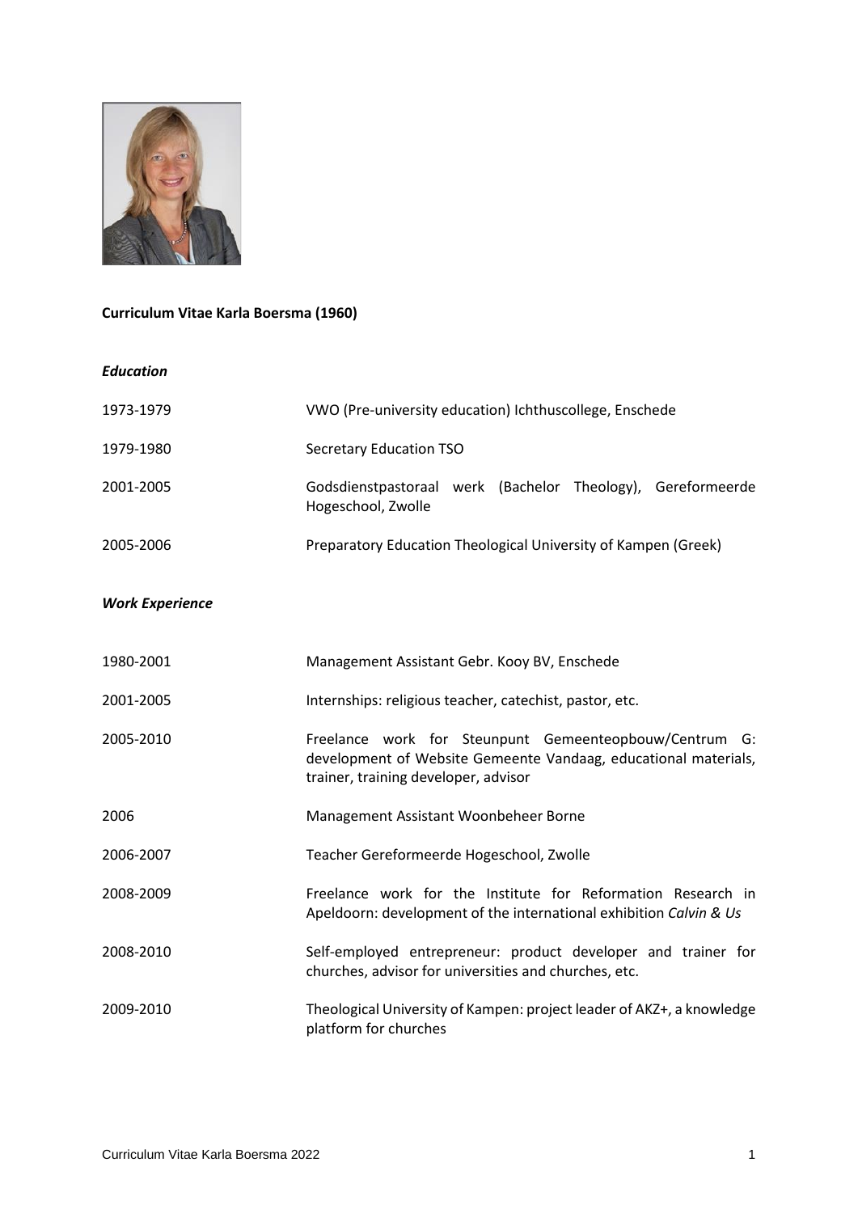**Curriculum Vitae Karla Boersma (1960)**

***Education***

| | |
|---|---|
| 1973-1979 | VWO (Pre-university education) Ichthuscollege, Enschede |
| 1979-1980 | Secretary Education TSO |
| 2001-2005 | Godsdienstpastoraal werk (Bachelor Theology), Gereformeerde Hogeschool, Zwolle |
| 2005-2006 | Preparatory Education Theological University of Kampen (Greek) |

***Work Experience***

| | |
|---|---|
| 1980-2001 | Management Assistant Gebr. Kooy BV, Enschede |
| 2001-2005 | Internships: religious teacher, catechist, pastor, etc. |
| 2005-2010 | Freelance work for Steunpunt Gemeenteopbouw/Centrum G: development of Website Gemeente Vandaag, educational materials, trainer, training developer, advisor |
| 2006 | Management Assistant Woonbeheer Borne |
| 2006-2007 | Teacher Gereformeerde Hogeschool, Zwolle |
| 2008-2009 | Freelance work for the Institute for Reformation Research in Apeldoorn: development of the international exhibition *Calvin & Us* |
| 2008-2010 | Self-employed entrepreneur: product developer and trainer for churches, advisor for universities and churches, etc. |
| 2009-2010 | Theological University of Kampen: project leader of AKZ+, a knowledge platform for churches |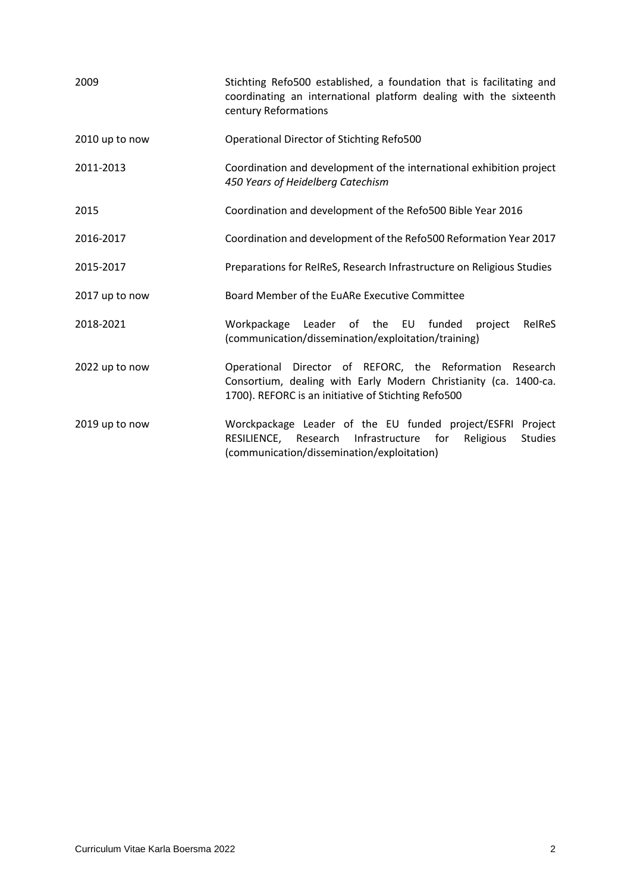| | |
|---|---|
| 2009 | Stichting Refo500 established, a foundation that is facilitating and coordinating an international platform dealing with the sixteenth century Reformations |
| 2010 up to now | Operational Director of Stichting Refo500 |
| 2011-2013 | Coordination and development of the international exhibition project *450 Years of Heidelberg Catechism* |
| 2015 | Coordination and development of the Refo500 Bible Year 2016 |
| 2016-2017 | Coordination and development of the Refo500 Reformation Year 2017 |
| 2015-2017 | Preparations for ReIReS, Research Infrastructure on Religious Studies |
| 2017 up to now | Board Member of the EuARe Executive Committee |
| 2018-2021 | Workpackage Leader of the EU funded project ReIReS (communication/dissemination/exploitation/training) |
| 2022 up to now | Operational Director of REFORC, the Reformation Research Consortium, dealing with Early Modern Christianity (ca. 1400-ca. 1700). REFORC is an initiative of Stichting Refo500 |
| 2019 up to now | Worckpackage Leader of the EU funded project/ESFRI Project RESILIENCE, Research Infrastructure for Religious Studies (communication/dissemination/exploitation) |